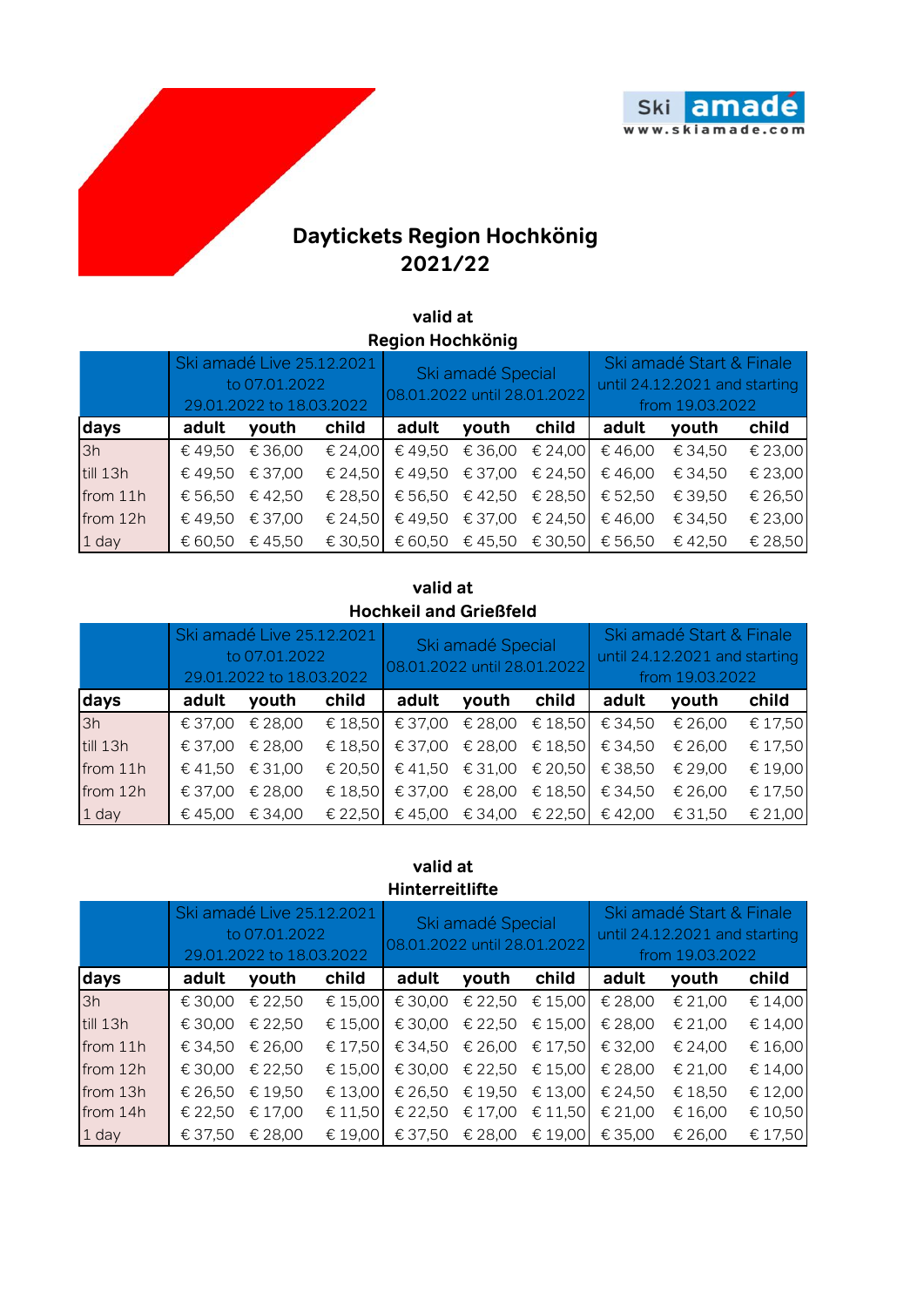Ski amadé
www.skiamade.com

# Daytickets Region Hochkönig 2021/22

## valid at Region Hochkönig

| | Ski amadé Live 25.12.2021 to 07.01.2022 29.01.2022 to 18.03.2022 | | | Ski amadé Special 08.01.2022 until 28.01.2022 | | | Ski amadé Start & Finale until 24.12.2021 and starting from 19.03.2022 | | |
|---|---|---|---|---|---|---|---|---|---|
| **days** | **adult** | **youth** | **child** | **adult** | **youth** | **child** | **adult** | **youth** | **child** |
| 3h | € 49,50 | € 36,00 | € 24,00 | € 49,50 | € 36,00 | € 24,00 | € 46,00 | € 34,50 | € 23,00 |
| till 13h | € 49,50 | € 37,00 | € 24,50 | € 49,50 | € 37,00 | € 24,50 | € 46,00 | € 34,50 | € 23,00 |
| from 11h | € 56,50 | € 42,50 | € 28,50 | € 56,50 | € 42,50 | € 28,50 | € 52,50 | € 39,50 | € 26,50 |
| from 12h | € 49,50 | € 37,00 | € 24,50 | € 49,50 | € 37,00 | € 24,50 | € 46,00 | € 34,50 | € 23,00 |
| 1 day | € 60,50 | € 45,50 | € 30,50 | € 60,50 | € 45,50 | € 30,50 | € 56,50 | € 42,50 | € 28,50 |

## valid at Hochkeil and Grießfeld

| | Ski amadé Live 25.12.2021 to 07.01.2022 29.01.2022 to 18.03.2022 | | | Ski amadé Special 08.01.2022 until 28.01.2022 | | | Ski amadé Start & Finale until 24.12.2021 and starting from 19.03.2022 | | |
|---|---|---|---|---|---|---|---|---|---|
| **days** | **adult** | **youth** | **child** | **adult** | **youth** | **child** | **adult** | **youth** | **child** |
| 3h | € 37,00 | € 28,00 | € 18,50 | € 37,00 | € 28,00 | € 18,50 | € 34,50 | € 26,00 | € 17,50 |
| till 13h | € 37,00 | € 28,00 | € 18,50 | € 37,00 | € 28,00 | € 18,50 | € 34,50 | € 26,00 | € 17,50 |
| from 11h | € 41,50 | € 31,00 | € 20,50 | € 41,50 | € 31,00 | € 20,50 | € 38,50 | € 29,00 | € 19,00 |
| from 12h | € 37,00 | € 28,00 | € 18,50 | € 37,00 | € 28,00 | € 18,50 | € 34,50 | € 26,00 | € 17,50 |
| 1 day | € 45,00 | € 34,00 | € 22,50 | € 45,00 | € 34,00 | € 22,50 | € 42,00 | € 31,50 | € 21,00 |

## valid at Hinterreitlifte

| | Ski amadé Live 25.12.2021 to 07.01.2022 29.01.2022 to 18.03.2022 | | | Ski amadé Special 08.01.2022 until 28.01.2022 | | | Ski amadé Start & Finale until 24.12.2021 and starting from 19.03.2022 | | |
|---|---|---|---|---|---|---|---|---|---|
| **days** | **adult** | **youth** | **child** | **adult** | **youth** | **child** | **adult** | **youth** | **child** |
| 3h | € 30,00 | € 22,50 | € 15,00 | € 30,00 | € 22,50 | € 15,00 | € 28,00 | € 21,00 | € 14,00 |
| till 13h | € 30,00 | € 22,50 | € 15,00 | € 30,00 | € 22,50 | € 15,00 | € 28,00 | € 21,00 | € 14,00 |
| from 11h | € 34,50 | € 26,00 | € 17,50 | € 34,50 | € 26,00 | € 17,50 | € 32,00 | € 24,00 | € 16,00 |
| from 12h | € 30,00 | € 22,50 | € 15,00 | € 30,00 | € 22,50 | € 15,00 | € 28,00 | € 21,00 | € 14,00 |
| from 13h | € 26,50 | € 19,50 | € 13,00 | € 26,50 | € 19,50 | € 13,00 | € 24,50 | € 18,50 | € 12,00 |
| from 14h | € 22,50 | € 17,00 | € 11,50 | € 22,50 | € 17,00 | € 11,50 | € 21,00 | € 16,00 | € 10,50 |
| 1 day | € 37,50 | € 28,00 | € 19,00 | € 37,50 | € 28,00 | € 19,00 | € 35,00 | € 26,00 | € 17,50 |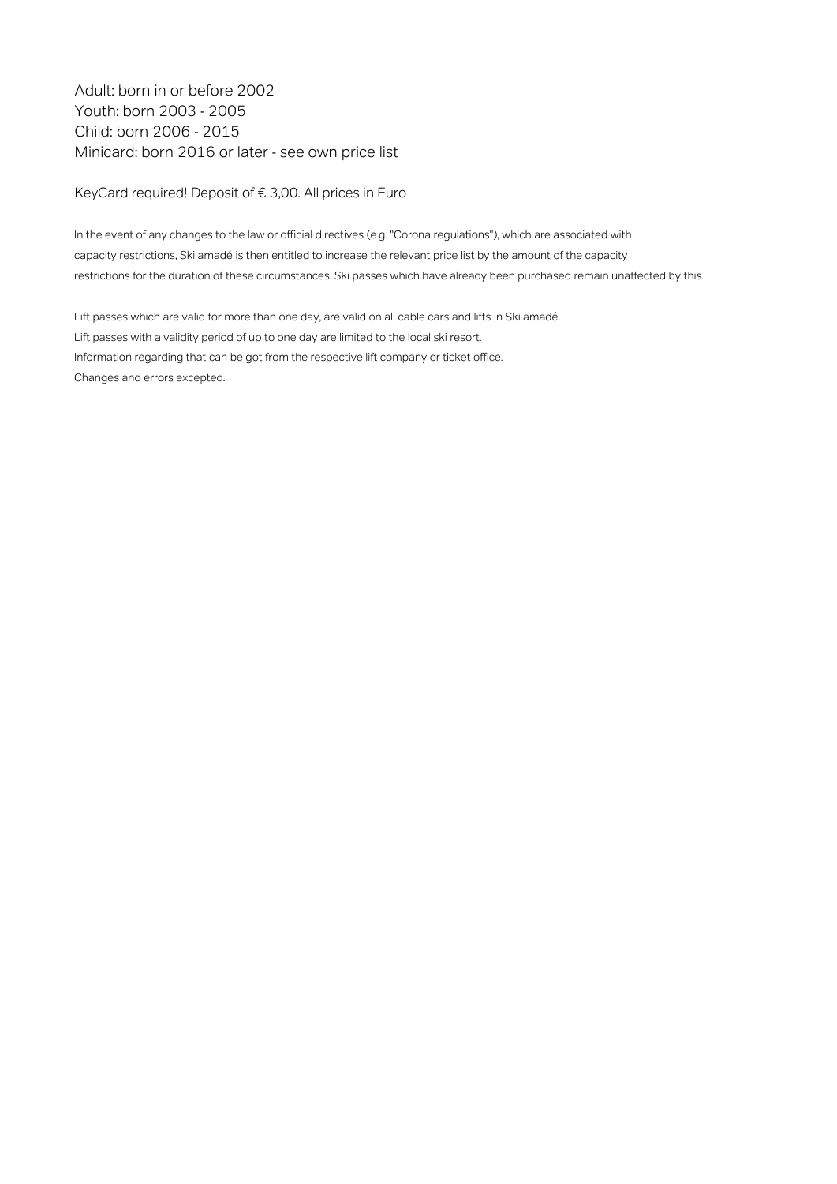Adult: born in or before 2002
Youth: born 2003 - 2005
Child: born 2006 - 2015
Minicard: born 2016 or later - see own price list

KeyCard required! Deposit of € 3,00. All prices in Euro

In the event of any changes to the law or official directives (e.g. "Corona regulations"), which are associated with capacity restrictions, Ski amadé is then entitled to increase the relevant price list by the amount of the capacity restrictions for the duration of these circumstances. Ski passes which have already been purchased remain unaffected by this.

Lift passes which are valid for more than one day, are valid on all cable cars and lifts in Ski amadé.
Lift passes with a validity period of up to one day are limited to the local ski resort.
Information regarding that can be got from the respective lift company or ticket office.
Changes and errors excepted.